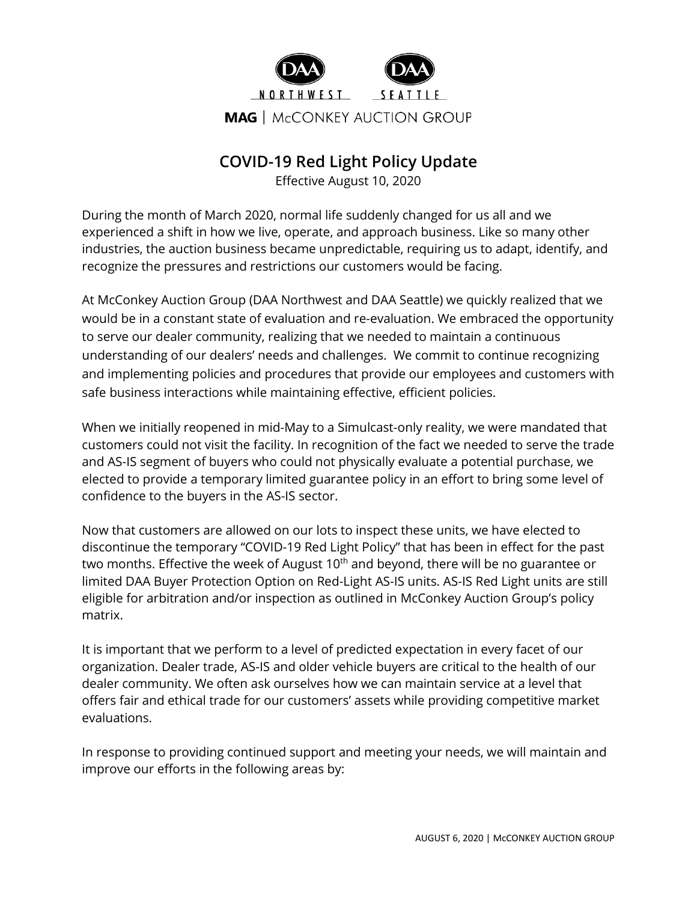DAA NORTHWEST    DAA SEATTLE

**MAG** | McCONKEY AUCTION GROUP

# COVID-19 Red Light Policy Update

Effective August 10, 2020

During the month of March 2020, normal life suddenly changed for us all and we experienced a shift in how we live, operate, and approach business. Like so many other industries, the auction business became unpredictable, requiring us to adapt, identify, and recognize the pressures and restrictions our customers would be facing.

At McConkey Auction Group (DAA Northwest and DAA Seattle) we quickly realized that we would be in a constant state of evaluation and re-evaluation. We embraced the opportunity to serve our dealer community, realizing that we needed to maintain a continuous understanding of our dealers' needs and challenges. We commit to continue recognizing and implementing policies and procedures that provide our employees and customers with safe business interactions while maintaining effective, efficient policies.

When we initially reopened in mid-May to a Simulcast-only reality, we were mandated that customers could not visit the facility. In recognition of the fact we needed to serve the trade and AS-IS segment of buyers who could not physically evaluate a potential purchase, we elected to provide a temporary limited guarantee policy in an effort to bring some level of confidence to the buyers in the AS-IS sector.

Now that customers are allowed on our lots to inspect these units, we have elected to discontinue the temporary "COVID-19 Red Light Policy" that has been in effect for the past two months. Effective the week of August 10th and beyond, there will be no guarantee or limited DAA Buyer Protection Option on Red-Light AS-IS units. AS-IS Red Light units are still eligible for arbitration and/or inspection as outlined in McConkey Auction Group's policy matrix.

It is important that we perform to a level of predicted expectation in every facet of our organization. Dealer trade, AS-IS and older vehicle buyers are critical to the health of our dealer community. We often ask ourselves how we can maintain service at a level that offers fair and ethical trade for our customers' assets while providing competitive market evaluations.

In response to providing continued support and meeting your needs, we will maintain and improve our efforts in the following areas by: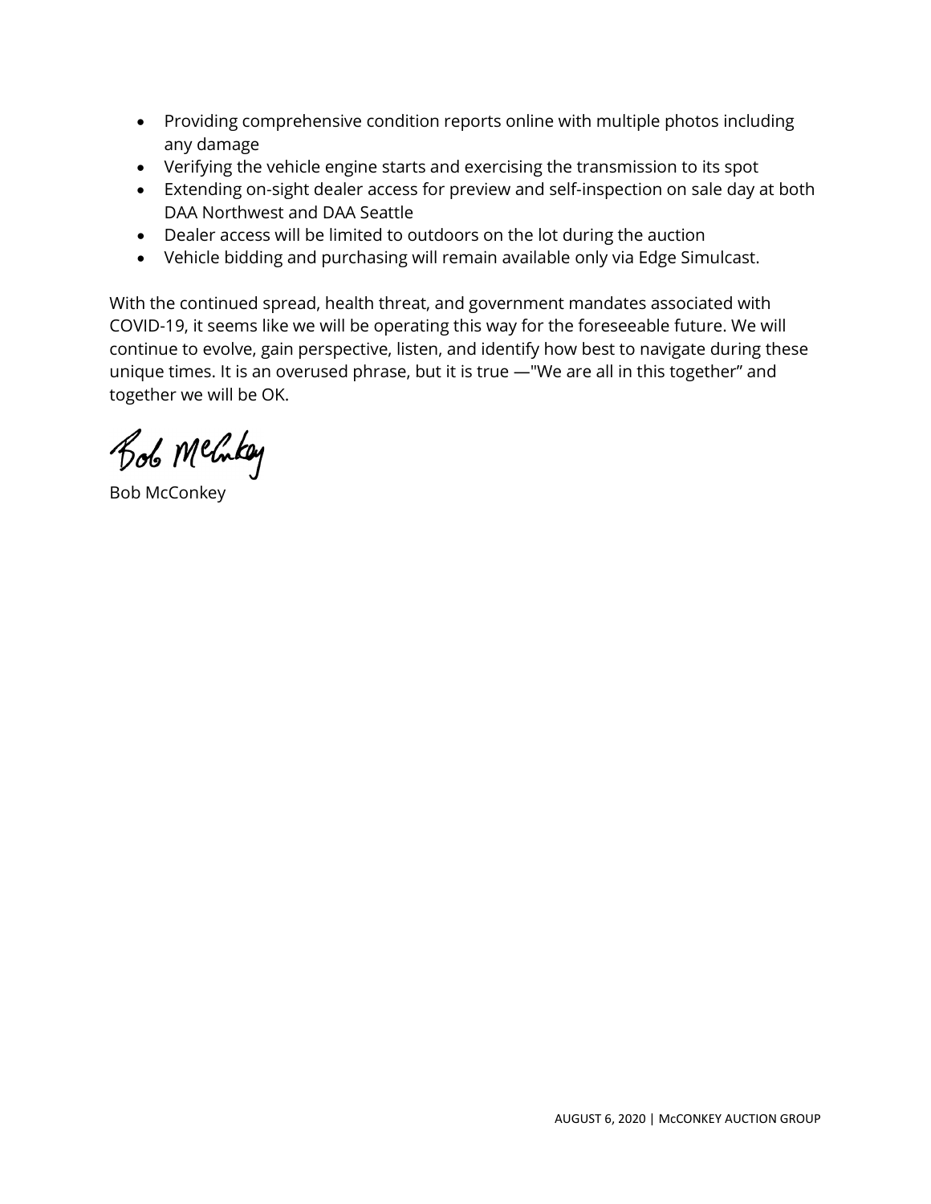- Providing comprehensive condition reports online with multiple photos including any damage
- Verifying the vehicle engine starts and exercising the transmission to its spot
- Extending on-sight dealer access for preview and self-inspection on sale day at both DAA Northwest and DAA Seattle
- Dealer access will be limited to outdoors on the lot during the auction
- Vehicle bidding and purchasing will remain available only via Edge Simulcast.

With the continued spread, health threat, and government mandates associated with COVID-19, it seems like we will be operating this way for the foreseeable future. We will continue to evolve, gain perspective, listen, and identify how best to navigate during these unique times. It is an overused phrase, but it is true —"We are all in this together" and together we will be OK.

Bob McConkey

Bob McConkey